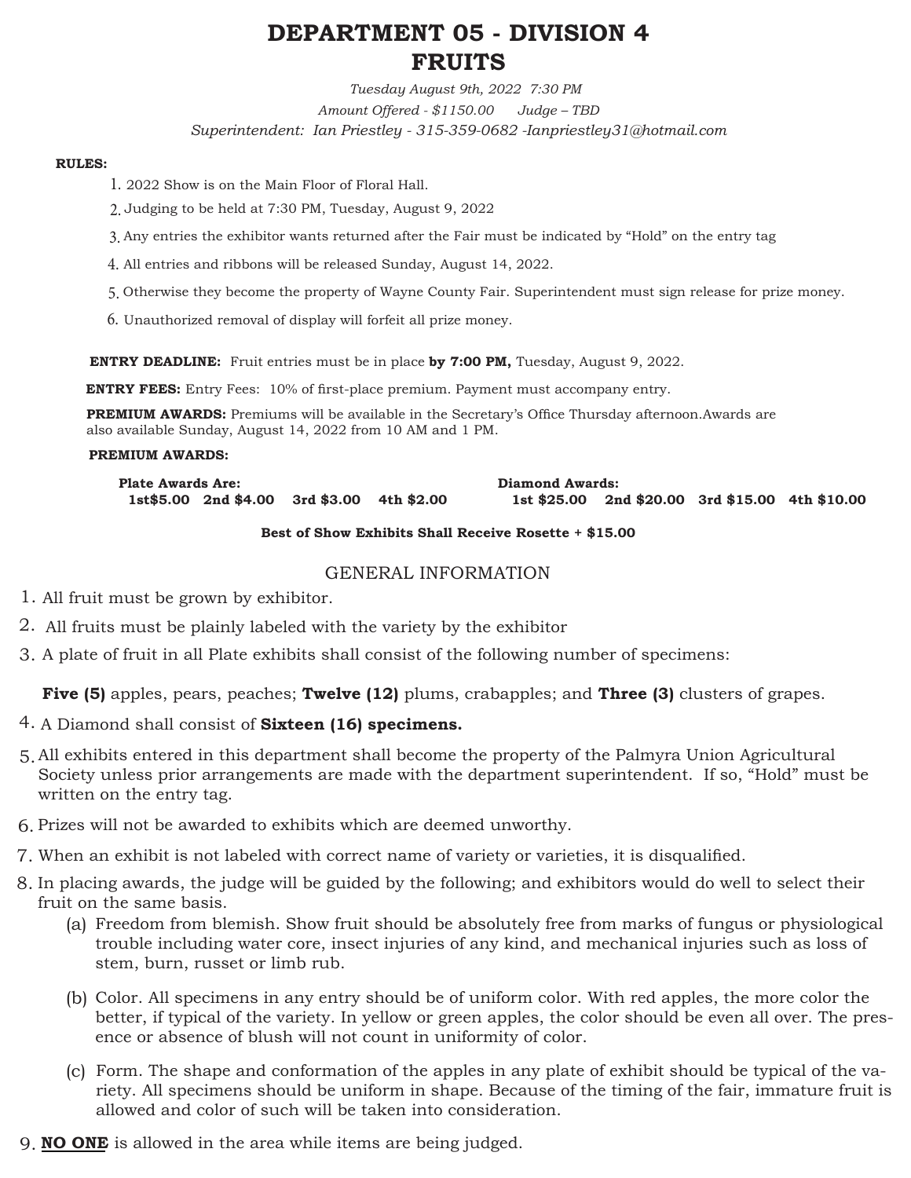# DEPARTMENT 05 - DIVISION 4
# FRUITS

*Tuesday August 9th, 2022 7:30 PM*

*Amount Offered - $1150.00 Judge – TBD*

*Superintendent: Ian Priestley - 315-359-0682 -Ianpriestley31@hotmail.com*

**RULES:**

1. 2022 Show is on the Main Floor of Floral Hall.
2. Judging to be held at 7:30 PM, Tuesday, August 9, 2022
3. Any entries the exhibitor wants returned after the Fair must be indicated by "Hold" on the entry tag
4. All entries and ribbons will be released Sunday, August 14, 2022.
5. Otherwise they become the property of Wayne County Fair. Superintendent must sign release for prize money.
6. Unauthorized removal of display will forfeit all prize money.

**ENTRY DEADLINE:** Fruit entries must be in place **by 7:00 PM,** Tuesday, August 9, 2022.

**ENTRY FEES:** Entry Fees: 10% of first-place premium. Payment must accompany entry.

**PREMIUM AWARDS:** Premiums will be available in the Secretary's Office Thursday afternoon.Awards are also available Sunday, August 14, 2022 from 10 AM and 1 PM.

**PREMIUM AWARDS:**

**Plate Awards Are:**
**1st$5.00 2nd $4.00 3rd $3.00 4th $2.00**

**Diamond Awards:**
**1st $25.00 2nd $20.00 3rd $15.00 4th $10.00**

**Best of Show Exhibits Shall Receive Rosette + $15.00**

## GENERAL INFORMATION

1. All fruit must be grown by exhibitor.
2. All fruits must be plainly labeled with the variety by the exhibitor
3. A plate of fruit in all Plate exhibits shall consist of the following number of specimens:

   **Five (5)** apples, pears, peaches; **Twelve (12)** plums, crabapples; and **Three (3)** clusters of grapes.
4. A Diamond shall consist of **Sixteen (16) specimens.**
5. All exhibits entered in this department shall become the property of the Palmyra Union Agricultural Society unless prior arrangements are made with the department superintendent. If so, "Hold" must be written on the entry tag.
6. Prizes will not be awarded to exhibits which are deemed unworthy.
7. When an exhibit is not labeled with correct name of variety or varieties, it is disqualified.
8. In placing awards, the judge will be guided by the following; and exhibitors would do well to select their fruit on the same basis.
   - (a) Freedom from blemish. Show fruit should be absolutely free from marks of fungus or physiological trouble including water core, insect injuries of any kind, and mechanical injuries such as loss of stem, burn, russet or limb rub.
   - (b) Color. All specimens in any entry should be of uniform color. With red apples, the more color the better, if typical of the variety. In yellow or green apples, the color should be even all over. The presence or absence of blush will not count in uniformity of color.
   - (c) Form. The shape and conformation of the apples in any plate of exhibit should be typical of the variety. All specimens should be uniform in shape. Because of the timing of the fair, immature fruit is allowed and color of such will be taken into consideration.
9. **<u>NO ONE</u>** is allowed in the area while items are being judged.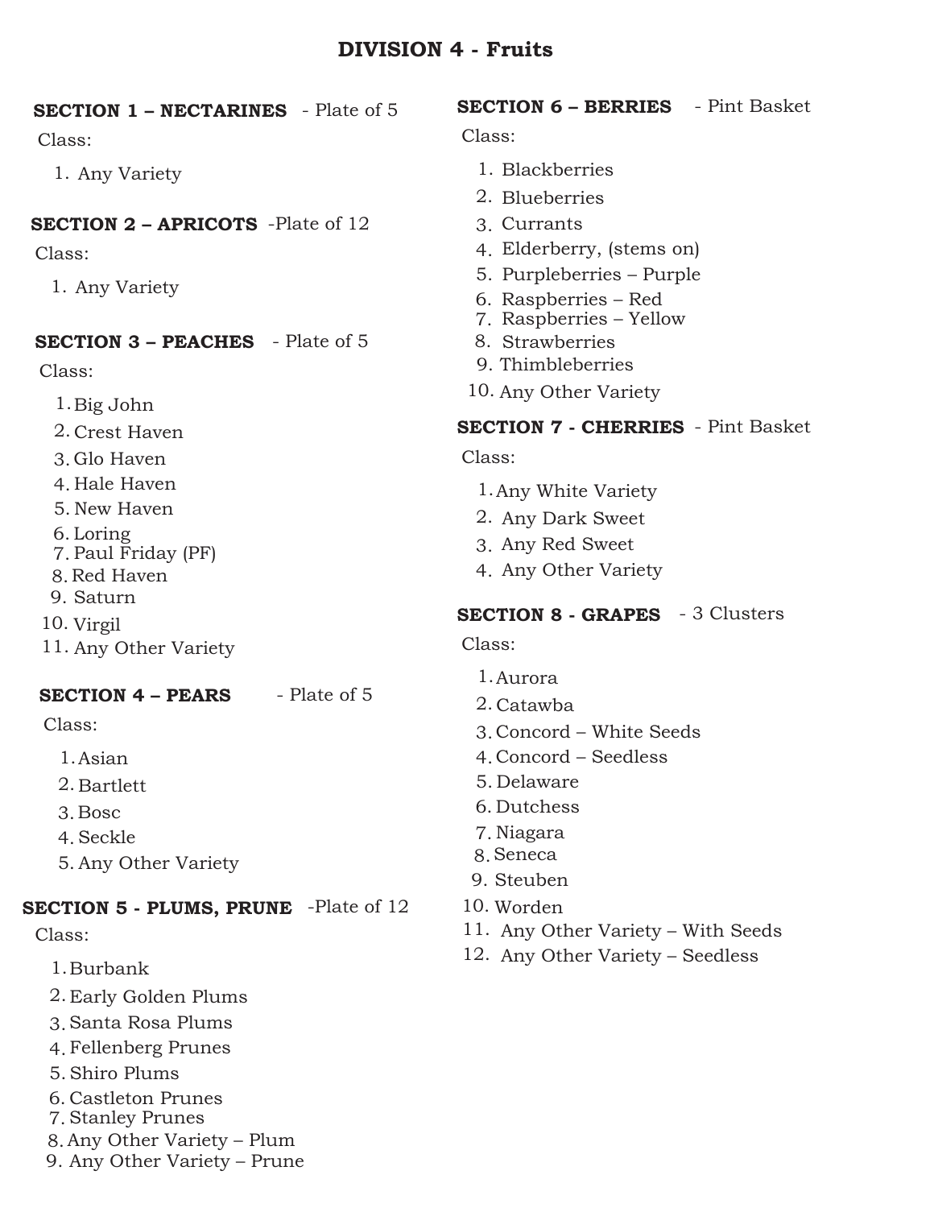# DIVISION 4 - Fruits

## SECTION 1 – NECTARINES - Plate of 5

Class:

1. Any Variety

## SECTION 2 – APRICOTS -Plate of 12

Class:

1. Any Variety

## SECTION 3 – PEACHES - Plate of 5

Class:

1. Big John
2. Crest Haven
3. Glo Haven
4. Hale Haven
5. New Haven
6. Loring
7. Paul Friday (PF)
8. Red Haven
9. Saturn
10. Virgil
11. Any Other Variety

## SECTION 4 – PEARS - Plate of 5

Class:

1. Asian
2. Bartlett
3. Bosc
4. Seckle
5. Any Other Variety

## SECTION 5 - PLUMS, PRUNE -Plate of 12

Class:

1. Burbank
2. Early Golden Plums
3. Santa Rosa Plums
4. Fellenberg Prunes
5. Shiro Plums
6. Castleton Prunes
7. Stanley Prunes
8. Any Other Variety – Plum
9. Any Other Variety – Prune

## SECTION 6 – BERRIES - Pint Basket

Class:

1. Blackberries
2. Blueberries
3. Currants
4. Elderberry, (stems on)
5. Purpleberries – Purple
6. Raspberries – Red
7. Raspberries – Yellow
8. Strawberries
9. Thimbleberries
10. Any Other Variety

## SECTION 7 - CHERRIES - Pint Basket

Class:

1. Any White Variety
2. Any Dark Sweet
3. Any Red Sweet
4. Any Other Variety

## SECTION 8 - GRAPES - 3 Clusters

Class:

1. Aurora
2. Catawba
3. Concord – White Seeds
4. Concord – Seedless
5. Delaware
6. Dutchess
7. Niagara
8. Seneca
9. Steuben
10. Worden
11. Any Other Variety – With Seeds
12. Any Other Variety – Seedless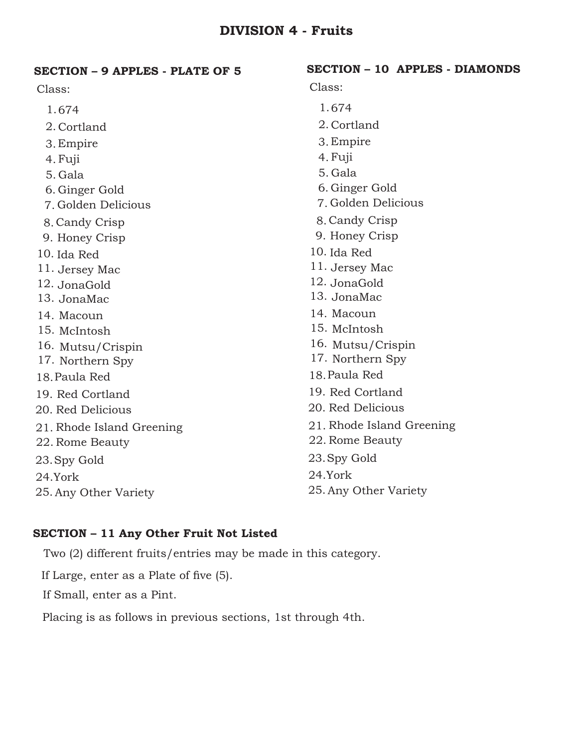# DIVISION 4 - Fruits

## SECTION – 9 APPLES - PLATE OF 5

Class:

1. 674
2. Cortland
3. Empire
4. Fuji
5. Gala
6. Ginger Gold
7. Golden Delicious
8. Candy Crisp
9. Honey Crisp
10. Ida Red
11. Jersey Mac
12. JonaGold
13. JonaMac
14. Macoun
15. McIntosh
16. Mutsu/Crispin
17. Northern Spy
18. Paula Red
19. Red Cortland
20. Red Delicious
21. Rhode Island Greening
22. Rome Beauty
23. Spy Gold
24. York
25. Any Other Variety

## SECTION – 10 APPLES - DIAMONDS

Class:

1. 674
2. Cortland
3. Empire
4. Fuji
5. Gala
6. Ginger Gold
7. Golden Delicious
8. Candy Crisp
9. Honey Crisp
10. Ida Red
11. Jersey Mac
12. JonaGold
13. JonaMac
14. Macoun
15. McIntosh
16. Mutsu/Crispin
17. Northern Spy
18. Paula Red
19. Red Cortland
20. Red Delicious
21. Rhode Island Greening
22. Rome Beauty
23. Spy Gold
24. York
25. Any Other Variety

## SECTION – 11 Any Other Fruit Not Listed

Two (2) different fruits/entries may be made in this category.

If Large, enter as a Plate of five (5).

If Small, enter as a Pint.

Placing is as follows in previous sections, 1st through 4th.